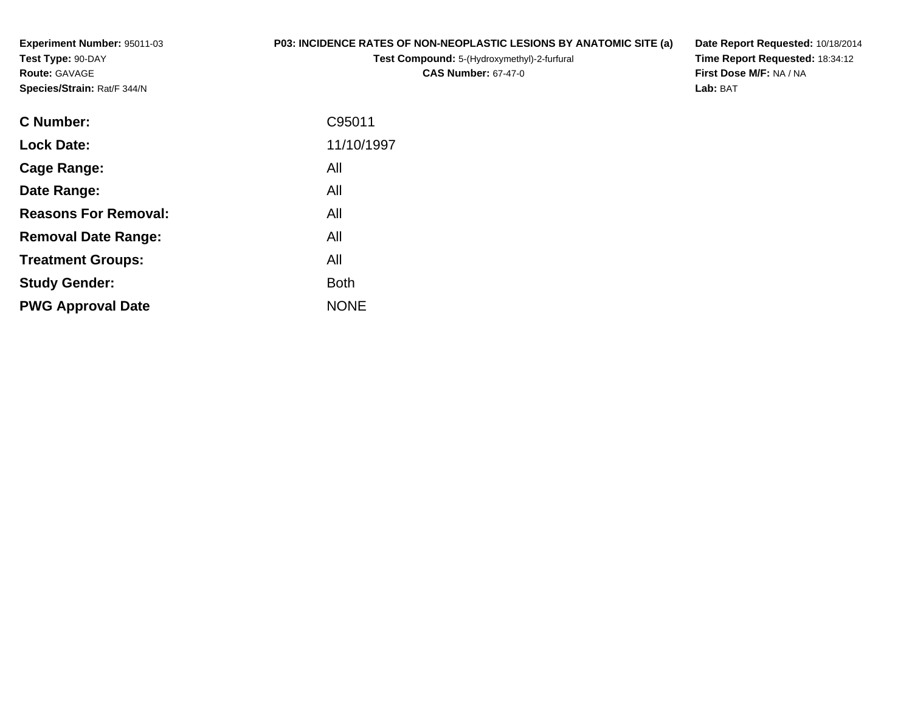**Experiment Number:** 95011-03
**Test Type:** 90-DAY
**Route:** GAVAGE
**Species/Strain:** Rat/F 344/N

**P03: INCIDENCE RATES OF NON-NEOPLASTIC LESIONS BY ANATOMIC SITE (a)**
**Test Compound:** 5-(Hydroxymethyl)-2-furfural
**CAS Number:** 67-47-0

**Date Report Requested:** 10/18/2014
**Time Report Requested:** 18:34:12
**First Dose M/F:** NA / NA
**Lab:** BAT

| | |
|---|---|
| **C Number:** | C95011 |
| **Lock Date:** | 11/10/1997 |
| **Cage Range:** | All |
| **Date Range:** | All |
| **Reasons For Removal:** | All |
| **Removal Date Range:** | All |
| **Treatment Groups:** | All |
| **Study Gender:** | Both |
| **PWG Approval Date** | NONE |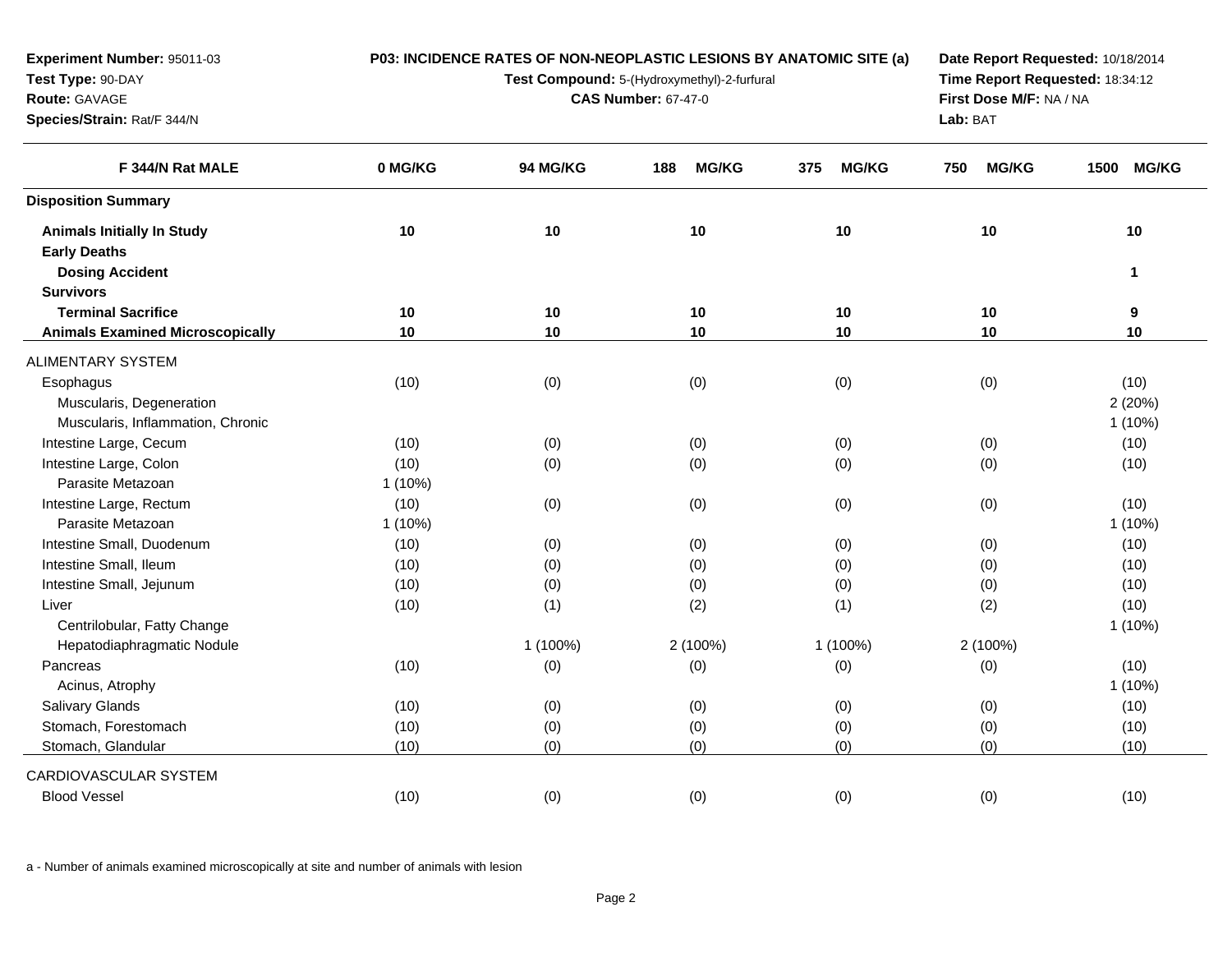**Experiment Number:** 95011-03
**Test Type:** 90-DAY
**Route:** GAVAGE
**Species/Strain:** Rat/F 344/N

**P03: INCIDENCE RATES OF NON-NEOPLASTIC LESIONS BY ANATOMIC SITE (a)**
**Test Compound:** 5-(Hydroxymethyl)-2-furfural
**CAS Number:** 67-47-0

**Date Report Requested:** 10/18/2014
**Time Report Requested:** 18:34:12
**First Dose M/F:** NA / NA
**Lab:** BAT

| F 344/N Rat MALE | 0 MG/KG | 94 MG/KG | 188 MG/KG | 375 MG/KG | 750 MG/KG | 1500 MG/KG |
|---|---|---|---|---|---|---|
| **Disposition Summary** | | | | | | |
| **Animals Initially In Study** | **10** | **10** | **10** | **10** | **10** | **10** |
| **Early Deaths** | | | | | | |
| **Dosing Accident** | | | | | | **1** |
| **Survivors** | | | | | | |
| **Terminal Sacrifice** | **10** | **10** | **10** | **10** | **10** | **9** |
| **Animals Examined Microscopically** | **10** | **10** | **10** | **10** | **10** | **10** |
| ALIMENTARY SYSTEM | | | | | | |
| Esophagus | (10) | (0) | (0) | (0) | (0) | (10) |
| Muscularis, Degeneration | | | | | | 2 (20%) |
| Muscularis, Inflammation, Chronic | | | | | | 1 (10%) |
| Intestine Large, Cecum | (10) | (0) | (0) | (0) | (0) | (10) |
| Intestine Large, Colon | (10) | (0) | (0) | (0) | (0) | (10) |
| Parasite Metazoan | 1 (10%) | | | | | |
| Intestine Large, Rectum | (10) | (0) | (0) | (0) | (0) | (10) |
| Parasite Metazoan | 1 (10%) | | | | | 1 (10%) |
| Intestine Small, Duodenum | (10) | (0) | (0) | (0) | (0) | (10) |
| Intestine Small, Ileum | (10) | (0) | (0) | (0) | (0) | (10) |
| Intestine Small, Jejunum | (10) | (0) | (0) | (0) | (0) | (10) |
| Liver | (10) | (1) | (2) | (1) | (2) | (10) |
| Centrilobular, Fatty Change | | | | | | 1 (10%) |
| Hepatodiaphragmatic Nodule | | 1 (100%) | 2 (100%) | 1 (100%) | 2 (100%) | |
| Pancreas | (10) | (0) | (0) | (0) | (0) | (10) |
| Acinus, Atrophy | | | | | | 1 (10%) |
| Salivary Glands | (10) | (0) | (0) | (0) | (0) | (10) |
| Stomach, Forestomach | (10) | (0) | (0) | (0) | (0) | (10) |
| Stomach, Glandular | (10) | (0) | (0) | (0) | (0) | (10) |
| CARDIOVASCULAR SYSTEM | | | | | | |
| Blood Vessel | (10) | (0) | (0) | (0) | (0) | (10) |

a - Number of animals examined microscopically at site and number of animals with lesion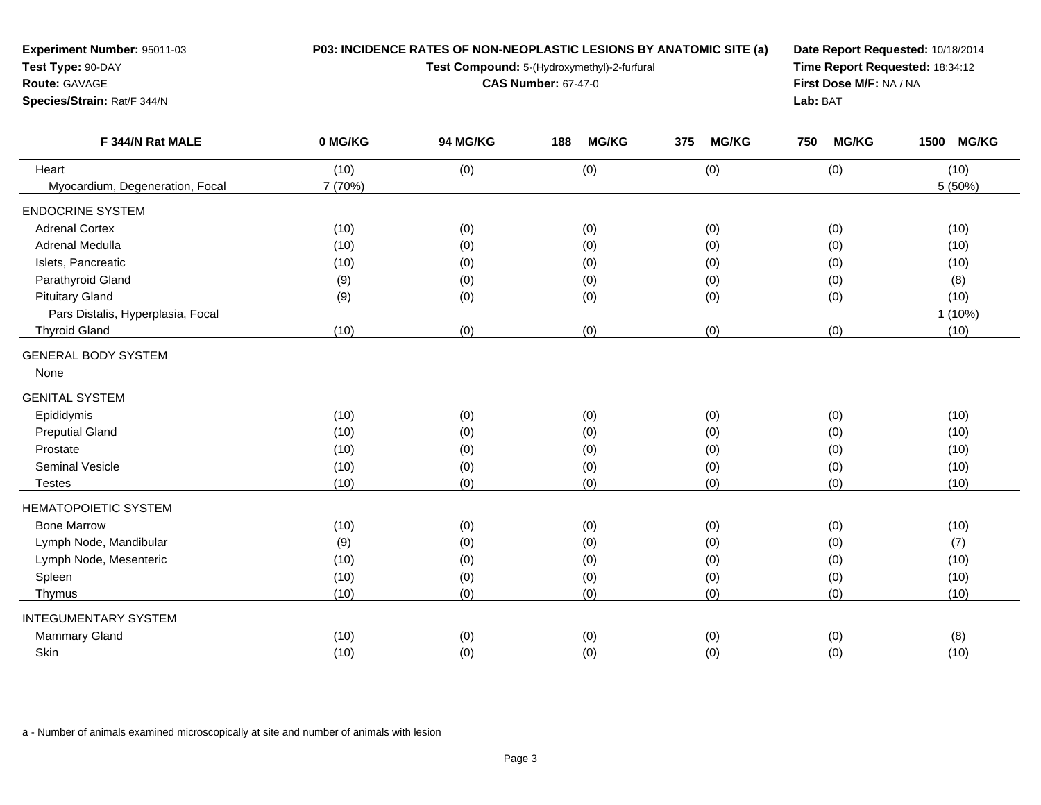**Experiment Number:** 95011-03
**Test Type:** 90-DAY
**Route:** GAVAGE
**Species/Strain:** Rat/F 344/N

**P03: INCIDENCE RATES OF NON-NEOPLASTIC LESIONS BY ANATOMIC SITE (a)**
**Test Compound:** 5-(Hydroxymethyl)-2-furfural
**CAS Number:** 67-47-0

**Date Report Requested:** 10/18/2014
**Time Report Requested:** 18:34:12
**First Dose M/F:** NA / NA
**Lab:** BAT

| F 344/N Rat MALE | 0 MG/KG | 94 MG/KG | 188 MG/KG | 375 MG/KG | 750 MG/KG | 1500 MG/KG |
|---|---|---|---|---|---|---|
| Heart | (10) | (0) | (0) | (0) | (0) | (10) |
| Myocardium, Degeneration, Focal | 7 (70%) | | | | | 5 (50%) |
| **ENDOCRINE SYSTEM** | | | | | | |
| Adrenal Cortex | (10) | (0) | (0) | (0) | (0) | (10) |
| Adrenal Medulla | (10) | (0) | (0) | (0) | (0) | (10) |
| Islets, Pancreatic | (10) | (0) | (0) | (0) | (0) | (10) |
| Parathyroid Gland | (9) | (0) | (0) | (0) | (0) | (8) |
| Pituitary Gland | (9) | (0) | (0) | (0) | (0) | (10) |
| Pars Distalis, Hyperplasia, Focal | | | | | | 1 (10%) |
| Thyroid Gland | (10) | (0) | (0) | (0) | (0) | (10) |
| **GENERAL BODY SYSTEM** | | | | | | |
| None | | | | | | |
| **GENITAL SYSTEM** | | | | | | |
| Epididymis | (10) | (0) | (0) | (0) | (0) | (10) |
| Preputial Gland | (10) | (0) | (0) | (0) | (0) | (10) |
| Prostate | (10) | (0) | (0) | (0) | (0) | (10) |
| Seminal Vesicle | (10) | (0) | (0) | (0) | (0) | (10) |
| Testes | (10) | (0) | (0) | (0) | (0) | (10) |
| **HEMATOPOIETIC SYSTEM** | | | | | | |
| Bone Marrow | (10) | (0) | (0) | (0) | (0) | (10) |
| Lymph Node, Mandibular | (9) | (0) | (0) | (0) | (0) | (7) |
| Lymph Node, Mesenteric | (10) | (0) | (0) | (0) | (0) | (10) |
| Spleen | (10) | (0) | (0) | (0) | (0) | (10) |
| Thymus | (10) | (0) | (0) | (0) | (0) | (10) |
| **INTEGUMENTARY SYSTEM** | | | | | | |
| Mammary Gland | (10) | (0) | (0) | (0) | (0) | (8) |
| Skin | (10) | (0) | (0) | (0) | (0) | (10) |

a - Number of animals examined microscopically at site and number of animals with lesion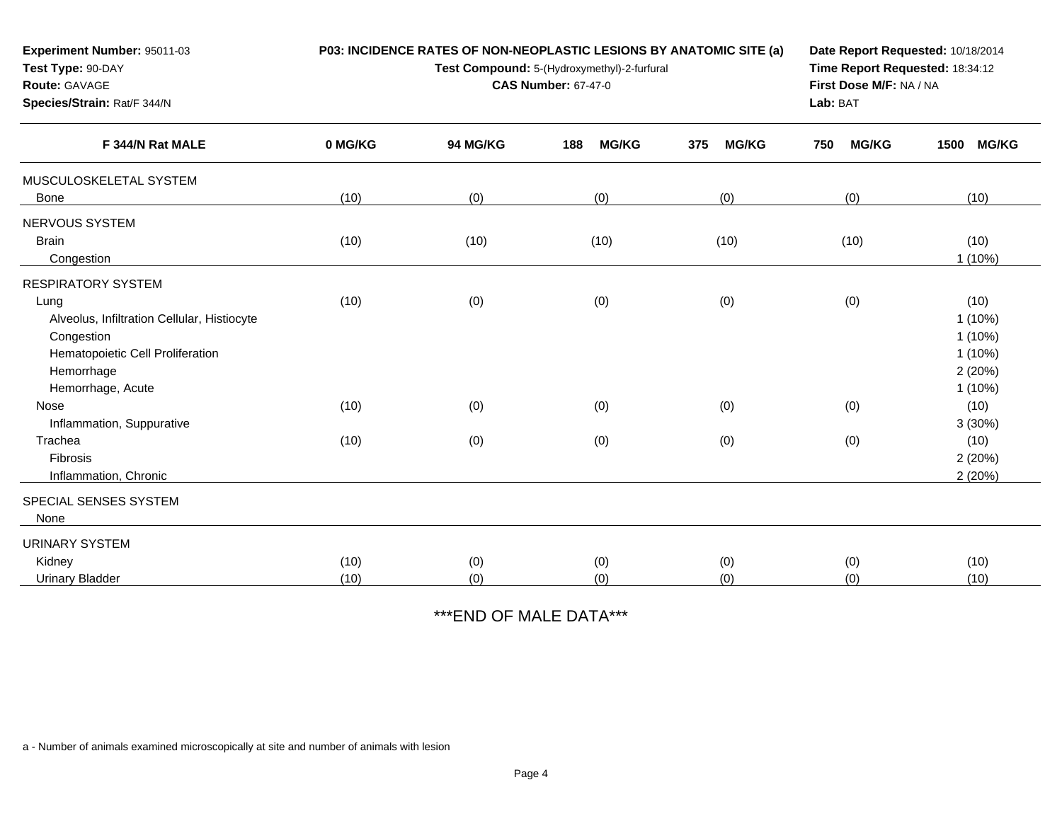**Experiment Number:** 95011-03
**Test Type:** 90-DAY
**Route:** GAVAGE
**Species/Strain:** Rat/F 344/N

**P03: INCIDENCE RATES OF NON-NEOPLASTIC LESIONS BY ANATOMIC SITE (a)**
**Test Compound:** 5-(Hydroxymethyl)-2-furfural
**CAS Number:** 67-47-0

**Date Report Requested:** 10/18/2014
**Time Report Requested:** 18:34:12
**First Dose M/F:** NA / NA
**Lab:** BAT

| F 344/N Rat MALE | 0 MG/KG | 94 MG/KG | 188 MG/KG | 375 MG/KG | 750 MG/KG | 1500 MG/KG |
|---|---|---|---|---|---|---|
| MUSCULOSKELETAL SYSTEM | | | | | | |
| Bone | (10) | (0) | (0) | (0) | (0) | (10) |
| NERVOUS SYSTEM | | | | | | |
| Brain | (10) | (10) | (10) | (10) | (10) | (10) |
| Congestion | | | | | | 1 (10%) |
| RESPIRATORY SYSTEM | | | | | | |
| Lung | (10) | (0) | (0) | (0) | (0) | (10) |
| Alveolus, Infiltration Cellular, Histiocyte | | | | | | 1 (10%) |
| Congestion | | | | | | 1 (10%) |
| Hematopoietic Cell Proliferation | | | | | | 1 (10%) |
| Hemorrhage | | | | | | 2 (20%) |
| Hemorrhage, Acute | | | | | | 1 (10%) |
| Nose | (10) | (0) | (0) | (0) | (0) | (10) |
| Inflammation, Suppurative | | | | | | 3 (30%) |
| Trachea | (10) | (0) | (0) | (0) | (0) | (10) |
| Fibrosis | | | | | | 2 (20%) |
| Inflammation, Chronic | | | | | | 2 (20%) |
| SPECIAL SENSES SYSTEM | | | | | | |
| None | | | | | | |
| URINARY SYSTEM | | | | | | |
| Kidney | (10) | (0) | (0) | (0) | (0) | (10) |
| Urinary Bladder | (10) | (0) | (0) | (0) | (0) | (10) |

***END OF MALE DATA***

a - Number of animals examined microscopically at site and number of animals with lesion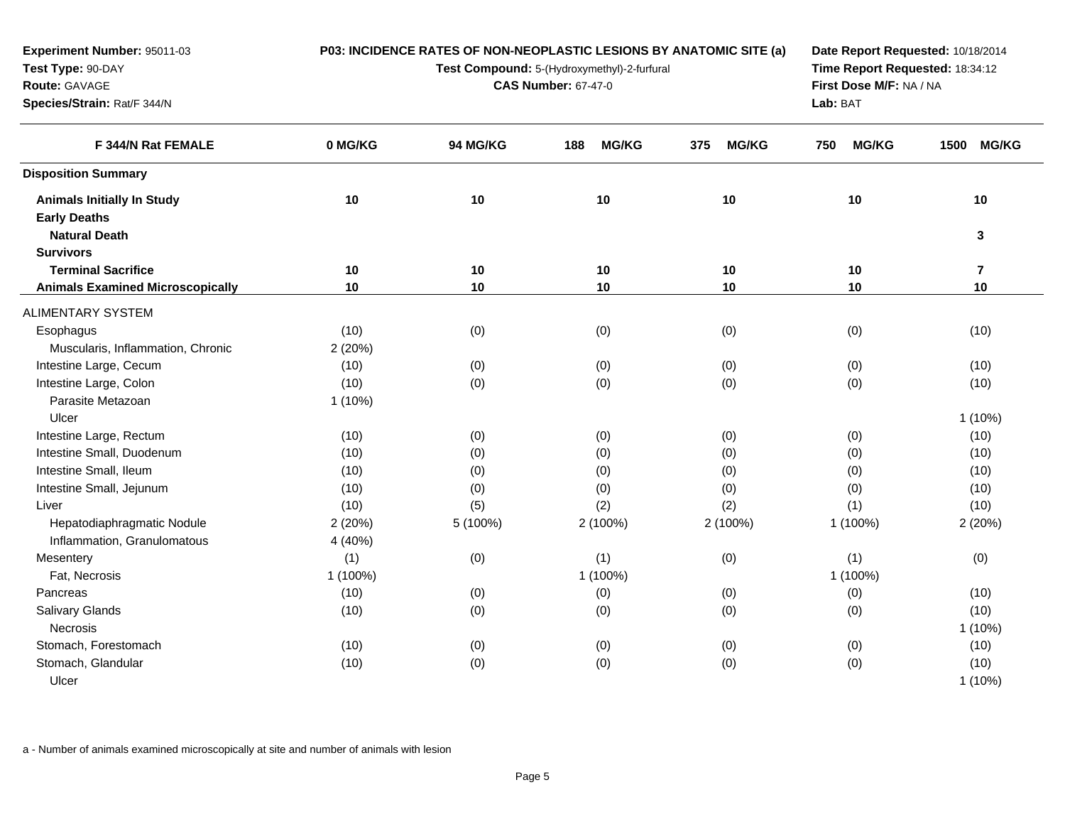**Experiment Number:** 95011-03
**Test Type:** 90-DAY
**Route:** GAVAGE
**Species/Strain:** Rat/F 344/N

**P03: INCIDENCE RATES OF NON-NEOPLASTIC LESIONS BY ANATOMIC SITE (a)**
**Test Compound:** 5-(Hydroxymethyl)-2-furfural
**CAS Number:** 67-47-0

**Date Report Requested:** 10/18/2014
**Time Report Requested:** 18:34:12
**First Dose M/F:** NA / NA
**Lab:** BAT

| F 344/N Rat FEMALE | 0 MG/KG | 94 MG/KG | 188 MG/KG | 375 MG/KG | 750 MG/KG | 1500 MG/KG |
|---|---|---|---|---|---|---|
| **Disposition Summary** | | | | | | |
| **Animals Initially In Study** | **10** | **10** | **10** | **10** | **10** | **10** |
| **Early Deaths** | | | | | | |
| **Natural Death** | | | | | | **3** |
| **Survivors** | | | | | | |
| **Terminal Sacrifice** | **10** | **10** | **10** | **10** | **10** | **7** |
| **Animals Examined Microscopically** | **10** | **10** | **10** | **10** | **10** | **10** |
| ALIMENTARY SYSTEM | | | | | | |
| Esophagus | (10) | (0) | (0) | (0) | (0) | (10) |
| Muscularis, Inflammation, Chronic | 2 (20%) | | | | | |
| Intestine Large, Cecum | (10) | (0) | (0) | (0) | (0) | (10) |
| Intestine Large, Colon | (10) | (0) | (0) | (0) | (0) | (10) |
| Parasite Metazoan | 1 (10%) | | | | | |
| Ulcer | | | | | | 1 (10%) |
| Intestine Large, Rectum | (10) | (0) | (0) | (0) | (0) | (10) |
| Intestine Small, Duodenum | (10) | (0) | (0) | (0) | (0) | (10) |
| Intestine Small, Ileum | (10) | (0) | (0) | (0) | (0) | (10) |
| Intestine Small, Jejunum | (10) | (0) | (0) | (0) | (0) | (10) |
| Liver | (10) | (5) | (2) | (2) | (1) | (10) |
| Hepatodiaphragmatic Nodule | 2 (20%) | 5 (100%) | 2 (100%) | 2 (100%) | 1 (100%) | 2 (20%) |
| Inflammation, Granulomatous | 4 (40%) | | | | | |
| Mesentery | (1) | (0) | (1) | (0) | (1) | (0) |
| Fat, Necrosis | 1 (100%) | | 1 (100%) | | 1 (100%) | |
| Pancreas | (10) | (0) | (0) | (0) | (0) | (10) |
| Salivary Glands | (10) | (0) | (0) | (0) | (0) | (10) |
| Necrosis | | | | | | 1 (10%) |
| Stomach, Forestomach | (10) | (0) | (0) | (0) | (0) | (10) |
| Stomach, Glandular | (10) | (0) | (0) | (0) | (0) | (10) |
| Ulcer | | | | | | 1 (10%) |

a - Number of animals examined microscopically at site and number of animals with lesion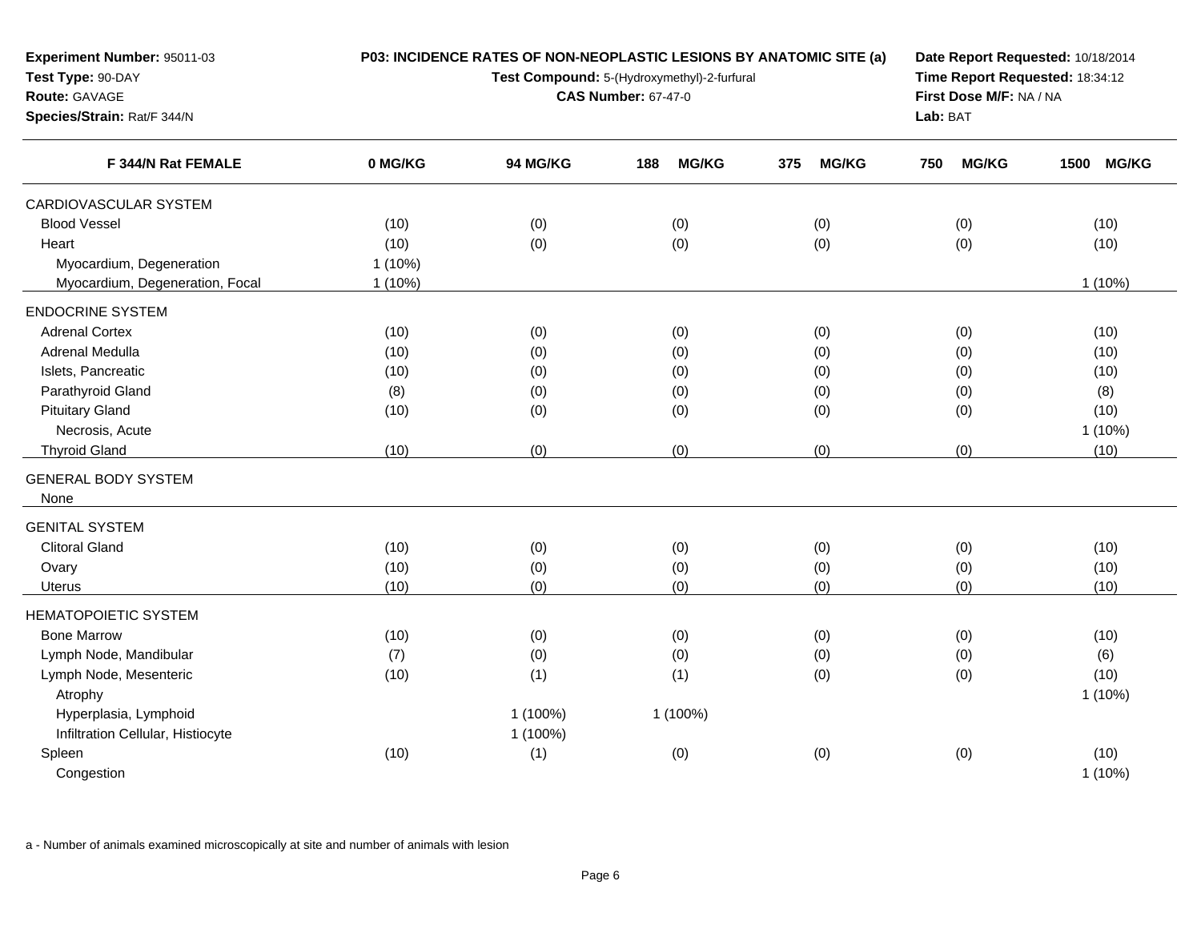**Experiment Number:** 95011-03
**Test Type:** 90-DAY
**Route:** GAVAGE
**Species/Strain:** Rat/F 344/N

**P03: INCIDENCE RATES OF NON-NEOPLASTIC LESIONS BY ANATOMIC SITE (a)**
**Test Compound:** 5-(Hydroxymethyl)-2-furfural
**CAS Number:** 67-47-0

**Date Report Requested:** 10/18/2014
**Time Report Requested:** 18:34:12
**First Dose M/F:** NA / NA
**Lab:** BAT

| F 344/N Rat FEMALE | 0 MG/KG | 94 MG/KG | 188 MG/KG | 375 MG/KG | 750 MG/KG | 1500 MG/KG |
|---|---|---|---|---|---|---|
| CARDIOVASCULAR SYSTEM | | | | | | |
| Blood Vessel | (10) | (0) | (0) | (0) | (0) | (10) |
| Heart | (10) | (0) | (0) | (0) | (0) | (10) |
| Myocardium, Degeneration | 1 (10%) | | | | | |
| Myocardium, Degeneration, Focal | 1 (10%) | | | | | 1 (10%) |
| ENDOCRINE SYSTEM | | | | | | |
| Adrenal Cortex | (10) | (0) | (0) | (0) | (0) | (10) |
| Adrenal Medulla | (10) | (0) | (0) | (0) | (0) | (10) |
| Islets, Pancreatic | (10) | (0) | (0) | (0) | (0) | (10) |
| Parathyroid Gland | (8) | (0) | (0) | (0) | (0) | (8) |
| Pituitary Gland | (10) | (0) | (0) | (0) | (0) | (10) |
| Necrosis, Acute | | | | | | 1 (10%) |
| Thyroid Gland | (10) | (0) | (0) | (0) | (0) | (10) |
| GENERAL BODY SYSTEM | | | | | | |
| None | | | | | | |
| GENITAL SYSTEM | | | | | | |
| Clitoral Gland | (10) | (0) | (0) | (0) | (0) | (10) |
| Ovary | (10) | (0) | (0) | (0) | (0) | (10) |
| Uterus | (10) | (0) | (0) | (0) | (0) | (10) |
| HEMATOPOIETIC SYSTEM | | | | | | |
| Bone Marrow | (10) | (0) | (0) | (0) | (0) | (10) |
| Lymph Node, Mandibular | (7) | (0) | (0) | (0) | (0) | (6) |
| Lymph Node, Mesenteric | (10) | (1) | (1) | (0) | (0) | (10) |
| Atrophy | | | | | | 1 (10%) |
| Hyperplasia, Lymphoid | | 1 (100%) | 1 (100%) | | | |
| Infiltration Cellular, Histiocyte | | 1 (100%) | | | | |
| Spleen | (10) | (1) | (0) | (0) | (0) | (10) |
| Congestion | | | | | | 1 (10%) |

a - Number of animals examined microscopically at site and number of animals with lesion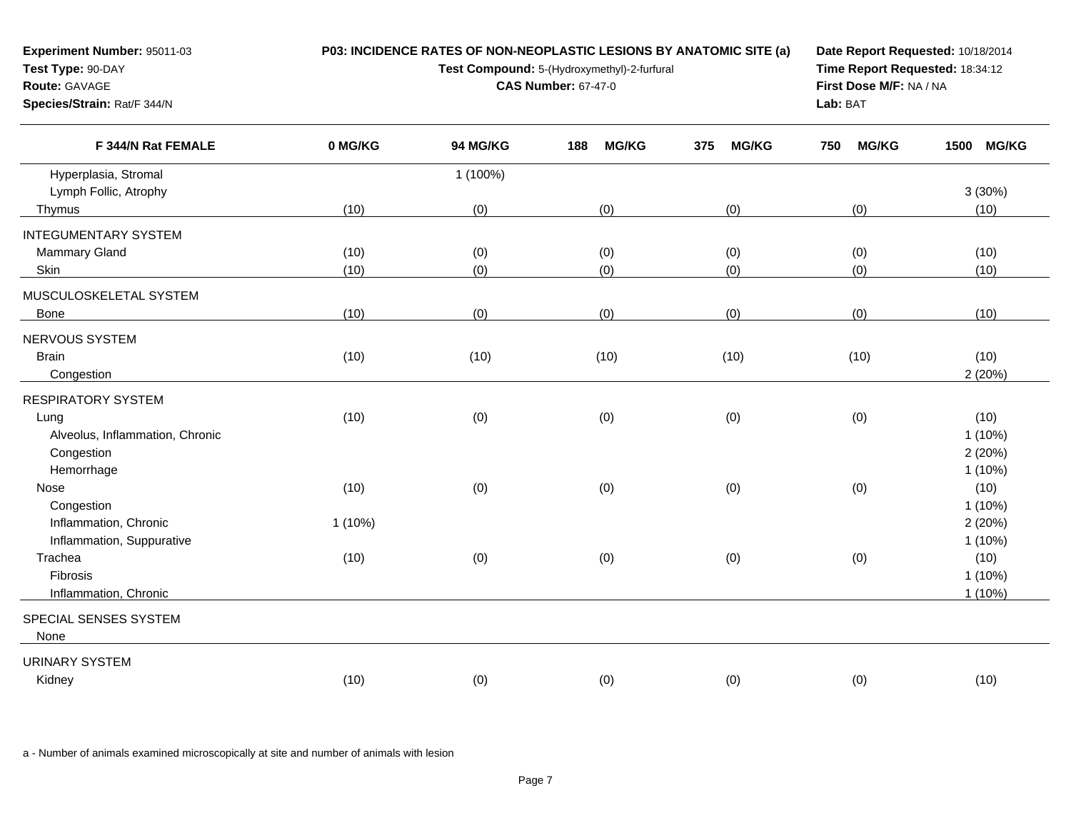**Experiment Number:** 95011-03
**Test Type:** 90-DAY
**Route:** GAVAGE
**Species/Strain:** Rat/F 344/N

**P03: INCIDENCE RATES OF NON-NEOPLASTIC LESIONS BY ANATOMIC SITE (a)**
**Test Compound:** 5-(Hydroxymethyl)-2-furfural
**CAS Number:** 67-47-0

**Date Report Requested:** 10/18/2014
**Time Report Requested:** 18:34:12
**First Dose M/F:** NA / NA
**Lab:** BAT

| F 344/N Rat FEMALE | 0 MG/KG | 94 MG/KG | 188 MG/KG | 375 MG/KG | 750 MG/KG | 1500 MG/KG |
|---|---|---|---|---|---|---|
| Hyperplasia, Stromal | | 1 (100%) | | | | |
| Lymph Follic, Atrophy | | | | | | 3 (30%) |
| Thymus | (10) | (0) | (0) | (0) | (0) | (10) |
| INTEGUMENTARY SYSTEM | | | | | | |
| Mammary Gland | (10) | (0) | (0) | (0) | (0) | (10) |
| Skin | (10) | (0) | (0) | (0) | (0) | (10) |
| MUSCULOSKELETAL SYSTEM | | | | | | |
| Bone | (10) | (0) | (0) | (0) | (0) | (10) |
| NERVOUS SYSTEM | | | | | | |
| Brain | (10) | (10) | (10) | (10) | (10) | (10) |
| Congestion | | | | | | 2 (20%) |
| RESPIRATORY SYSTEM | | | | | | |
| Lung | (10) | (0) | (0) | (0) | (0) | (10) |
| Alveolus, Inflammation, Chronic | | | | | | 1 (10%) |
| Congestion | | | | | | 2 (20%) |
| Hemorrhage | | | | | | 1 (10%) |
| Nose | (10) | (0) | (0) | (0) | (0) | (10) |
| Congestion | | | | | | 1 (10%) |
| Inflammation, Chronic | 1 (10%) | | | | | 2 (20%) |
| Inflammation, Suppurative | | | | | | 1 (10%) |
| Trachea | (10) | (0) | (0) | (0) | (0) | (10) |
| Fibrosis | | | | | | 1 (10%) |
| Inflammation, Chronic | | | | | | 1 (10%) |
| SPECIAL SENSES SYSTEM | | | | | | |
| None | | | | | | |
| URINARY SYSTEM | | | | | | |
| Kidney | (10) | (0) | (0) | (0) | (0) | (10) |

a - Number of animals examined microscopically at site and number of animals with lesion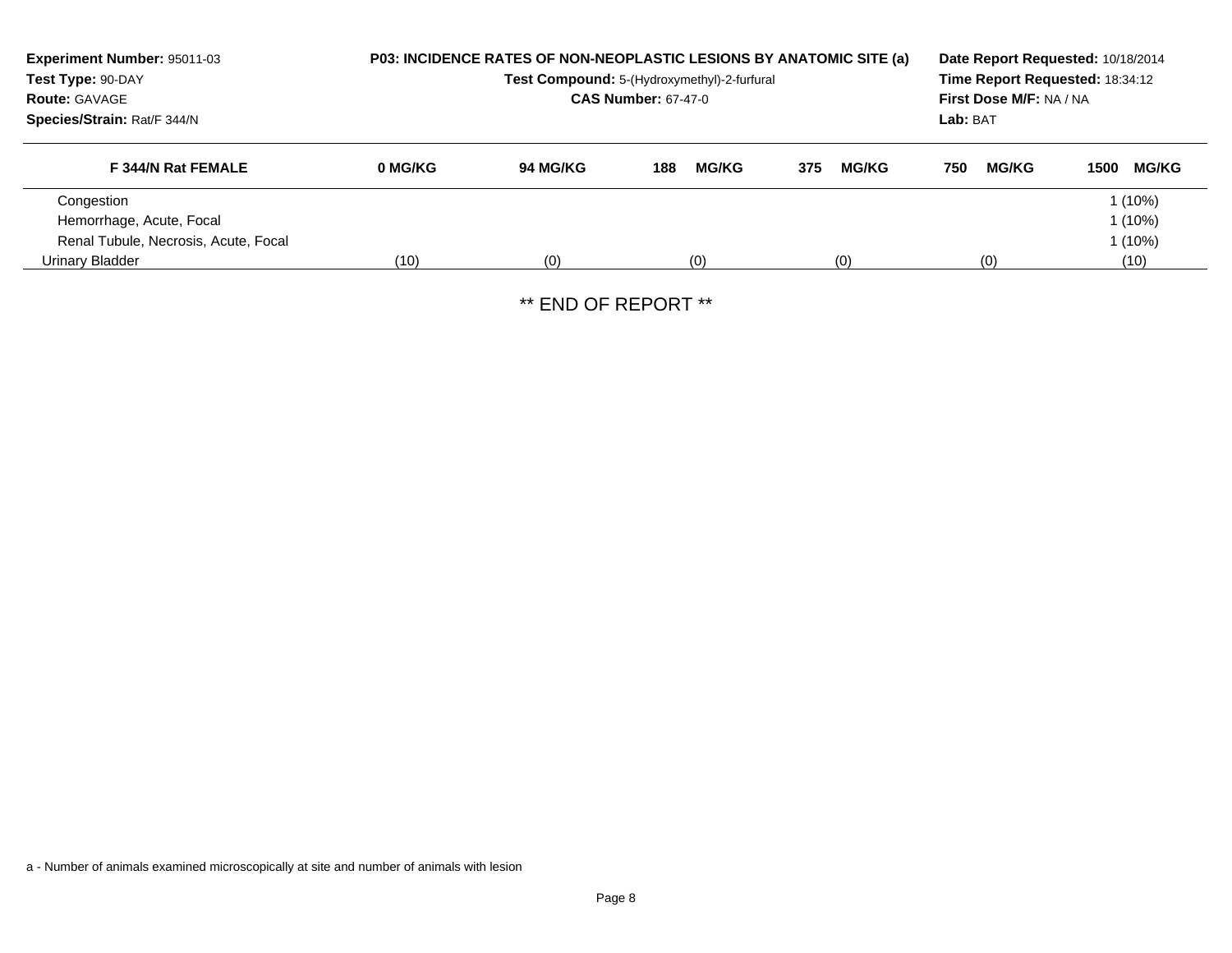**Experiment Number:** 95011-03
**Test Type:** 90-DAY
**Route:** GAVAGE
**Species/Strain:** Rat/F 344/N

**P03: INCIDENCE RATES OF NON-NEOPLASTIC LESIONS BY ANATOMIC SITE (a)**
**Test Compound:** 5-(Hydroxymethyl)-2-furfural
**CAS Number:** 67-47-0

**Date Report Requested:** 10/18/2014
**Time Report Requested:** 18:34:12
**First Dose M/F:** NA / NA
**Lab:** BAT

| F 344/N Rat FEMALE | 0 MG/KG | 94 MG/KG | 188 MG/KG | 375 MG/KG | 750 MG/KG | 1500 MG/KG |
|---|---|---|---|---|---|---|
| Congestion | | | | | | 1 (10%) |
| Hemorrhage, Acute, Focal | | | | | | 1 (10%) |
| Renal Tubule, Necrosis, Acute, Focal | | | | | | 1 (10%) |
| Urinary Bladder | (10) | (0) | (0) | (0) | (0) | (10) |

** END OF REPORT **

a - Number of animals examined microscopically at site and number of animals with lesion